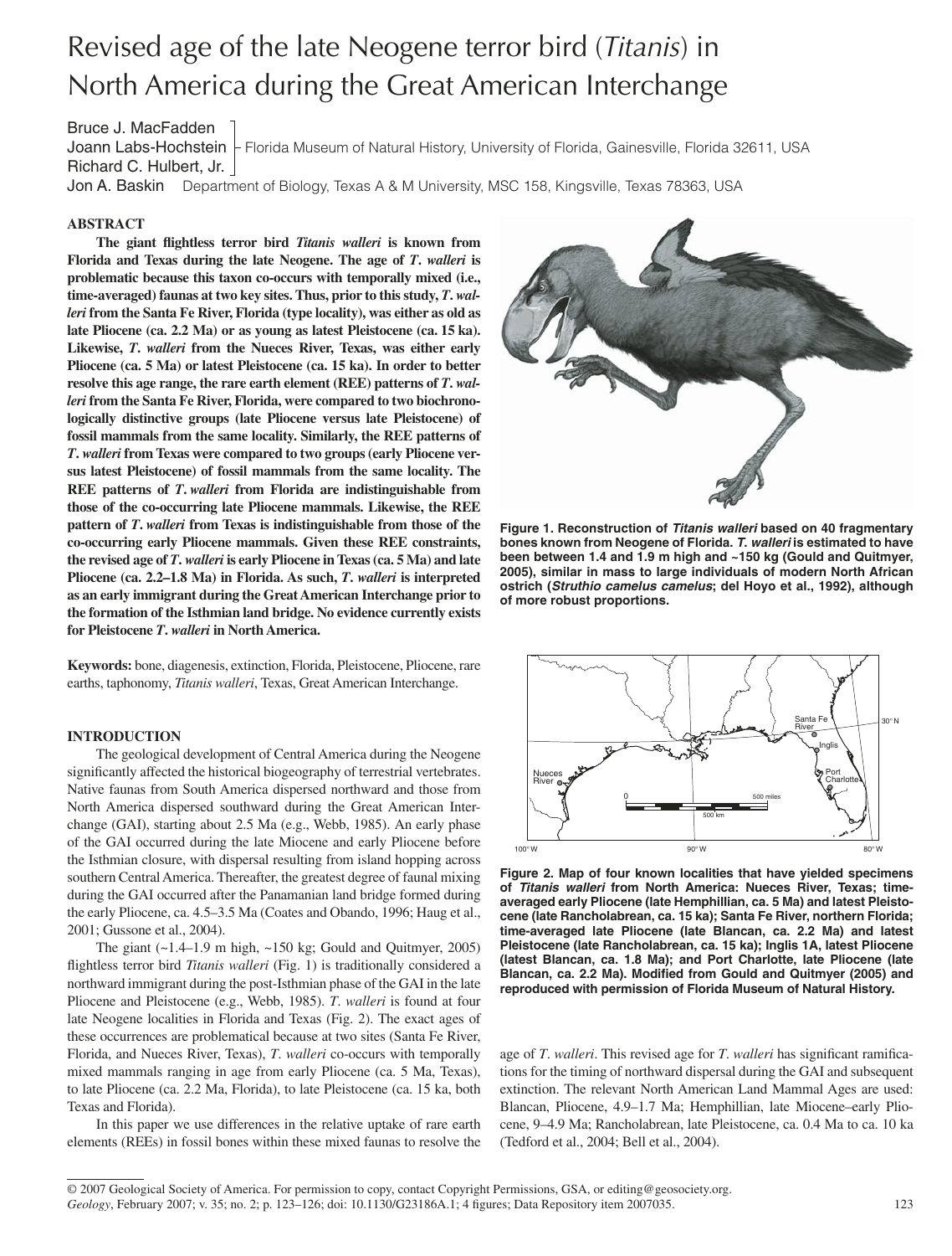# Revised age of the late Neogene terror bird (*Titanis*) in North America during the Great American Interchange

Bruce J. MacFadden, Joann Labs-Hochstein, Richard C. Hulbert, Jr. — Florida Museum of Natural History, University of Florida, Gainesville, Florida 32611, USA

Jon A. Baskin — Department of Biology, Texas A & M University, MSC 158, Kingsville, Texas 78363, USA

## ABSTRACT

**The giant flightless terror bird *Titanis walleri* is known from Florida and Texas during the late Neogene. The age of *T. walleri* is problematic because this taxon co-occurs with temporally mixed (i.e., time-averaged) faunas at two key sites. Thus, prior to this study, *T. walleri* from the Santa Fe River, Florida (type locality), was either as old as late Pliocene (ca. 2.2 Ma) or as young as latest Pleistocene (ca. 15 ka). Likewise, *T. walleri* from the Nueces River, Texas, was either early Pliocene (ca. 5 Ma) or latest Pleistocene (ca. 15 ka). In order to better resolve this age range, the rare earth element (REE) patterns of *T. walleri* from the Santa Fe River, Florida, were compared to two biochronologically distinctive groups (late Pliocene versus late Pleistocene) of fossil mammals from the same locality. Similarly, the REE patterns of *T. walleri* from Texas were compared to two groups (early Pliocene versus latest Pleistocene) of fossil mammals from the same locality. The REE patterns of *T. walleri* from Florida are indistinguishable from those of the co-occurring late Pliocene mammals. Likewise, the REE pattern of *T. walleri* from Texas is indistinguishable from those of the co-occurring early Pliocene mammals. Given these REE constraints, the revised age of *T. walleri* is early Pliocene in Texas (ca. 5 Ma) and late Pliocene (ca. 2.2–1.8 Ma) in Florida. As such, *T. walleri* is interpreted as an early immigrant during the Great American Interchange prior to the formation of the Isthmian land bridge. No evidence currently exists for Pleistocene *T. walleri* in North America.**

**Keywords:** bone, diagenesis, extinction, Florida, Pleistocene, Pliocene, rare earths, taphonomy, *Titanis walleri*, Texas, Great American Interchange.

**Figure 1. Reconstruction of *Titanis walleri* based on 40 fragmentary bones known from Neogene of Florida. *T. walleri* is estimated to have been between 1.4 and 1.9 m high and ~150 kg (Gould and Quitmyer, 2005), similar in mass to large individuals of modern North African ostrich (*Struthio camelus camelus*; del Hoyo et al., 1992), although of more robust proportions.**

**Figure 2. Map of four known localities that have yielded specimens of *Titanis walleri* from North America: Nueces River, Texas; time-averaged early Pliocene (late Hemphillian, ca. 5 Ma) and latest Pleistocene (late Rancholabrean, ca. 15 ka); Santa Fe River, northern Florida; time-averaged late Pliocene (late Blancan, ca. 2.2 Ma) and latest Pleistocene (late Rancholabrean, ca. 15 ka); Inglis 1A, latest Pliocene (latest Blancan, ca. 1.8 Ma); and Port Charlotte, late Pliocene (late Blancan, ca. 2.2 Ma). Modified from Gould and Quitmyer (2005) and reproduced with permission of Florida Museum of Natural History.**

## INTRODUCTION

The geological development of Central America during the Neogene significantly affected the historical biogeography of terrestrial vertebrates. Native faunas from South America dispersed northward and those from North America dispersed southward during the Great American Interchange (GAI), starting about 2.5 Ma (e.g., Webb, 1985). An early phase of the GAI occurred during the late Miocene and early Pliocene before the Isthmian closure, with dispersal resulting from island hopping across southern Central America. Thereafter, the greatest degree of faunal mixing during the GAI occurred after the Panamanian land bridge formed during the early Pliocene, ca. 4.5–3.5 Ma (Coates and Obando, 1996; Haug et al., 2001; Gussone et al., 2004).

The giant (~1.4–1.9 m high, ~150 kg; Gould and Quitmyer, 2005) flightless terror bird *Titanis walleri* (Fig. 1) is traditionally considered a northward immigrant during the post-Isthmian phase of the GAI in the late Pliocene and Pleistocene (e.g., Webb, 1985). *T. walleri* is found at four late Neogene localities in Florida and Texas (Fig. 2). The exact ages of these occurrences are problematical because at two sites (Santa Fe River, Florida, and Nueces River, Texas), *T. walleri* co-occurs with temporally mixed mammals ranging in age from early Pliocene (ca. 5 Ma, Texas), to late Pliocene (ca. 2.2 Ma, Florida), to late Pleistocene (ca. 15 ka, both Texas and Florida).

In this paper we use differences in the relative uptake of rare earth elements (REEs) in fossil bones within these mixed faunas to resolve the age of *T. walleri*. This revised age for *T. walleri* has significant ramifications for the timing of northward dispersal during the GAI and subsequent extinction. The relevant North American Land Mammal Ages are used: Blancan, Pliocene, 4.9–1.7 Ma; Hemphillian, late Miocene–early Pliocene, 9–4.9 Ma; Rancholabrean, late Pleistocene, ca. 0.4 Ma to ca. 10 ka (Tedford et al., 2004; Bell et al., 2004).

© 2007 Geological Society of America. For permission to copy, contact Copyright Permissions, GSA, or editing@geosociety.org.
*Geology*, February 2007; v. 35; no. 2; p. 123–126; doi: 10.1130/G23186A.1; 4 figures; Data Repository item 2007035.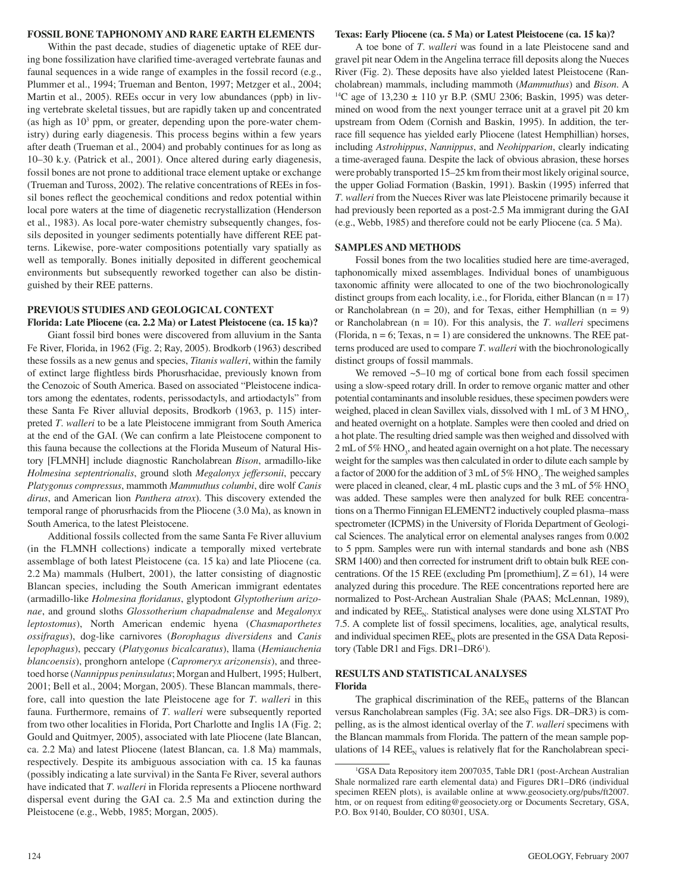## FOSSIL BONE TAPHONOMY AND RARE EARTH ELEMENTS

Within the past decade, studies of diagenetic uptake of REE during bone fossilization have clarified time-averaged vertebrate faunas and faunal sequences in a wide range of examples in the fossil record (e.g., Plummer et al., 1994; Trueman and Benton, 1997; Metzger et al., 2004; Martin et al., 2005). REEs occur in very low abundances (ppb) in living vertebrate skeletal tissues, but are rapidly taken up and concentrated (as high as $10^3$ ppm, or greater, depending upon the pore-water chemistry) during early diagenesis. This process begins within a few years after death (Trueman et al., 2004) and probably continues for as long as 10–30 k.y. (Patrick et al., 2001). Once altered during early diagenesis, fossil bones are not prone to additional trace element uptake or exchange (Trueman and Tuross, 2002). The relative concentrations of REEs in fossil bones reflect the geochemical conditions and redox potential within local pore waters at the time of diagenetic recrystallization (Henderson et al., 1983). As local pore-water chemistry subsequently changes, fossils deposited in younger sediments potentially have different REE patterns. Likewise, pore-water compositions potentially vary spatially as well as temporally. Bones initially deposited in different geochemical environments but subsequently reworked together can also be distinguished by their REE patterns.

## PREVIOUS STUDIES AND GEOLOGICAL CONTEXT

### Florida: Late Pliocene (ca. 2.2 Ma) or Latest Pleistocene (ca. 15 ka)?

Giant fossil bird bones were discovered from alluvium in the Santa Fe River, Florida, in 1962 (Fig. 2; Ray, 2005). Brodkorb (1963) described these fossils as a new genus and species, *Titanis walleri*, within the family of extinct large flightless birds Phorusrhacidae, previously known from the Cenozoic of South America. Based on associated "Pleistocene indicators among the edentates, rodents, perissodactyls, and artiodactyls" from these Santa Fe River alluvial deposits, Brodkorb (1963, p. 115) interpreted *T. walleri* to be a late Pleistocene immigrant from South America at the end of the GAI. (We can confirm a late Pleistocene component to this fauna because the collections at the Florida Museum of Natural History [FLMNH] include diagnostic Rancholabrean *Bison*, armadillo-like *Holmesina septentrionalis*, ground sloth *Megalonyx jeffersonii*, peccary *Platygonus compressus*, mammoth *Mammuthus columbi*, dire wolf *Canis dirus*, and American lion *Panthera atrox*). This discovery extended the temporal range of phorusrhacids from the Pliocene (3.0 Ma), as known in South America, to the latest Pleistocene.

Additional fossils collected from the same Santa Fe River alluvium (in the FLMNH collections) indicate a temporally mixed vertebrate assemblage of both latest Pleistocene (ca. 15 ka) and late Pliocene (ca. 2.2 Ma) mammals (Hulbert, 2001), the latter consisting of diagnostic Blancan species, including the South American immigrant edentates (armadillo-like *Holmesina floridanus*, glyptodont *Glyptotherium arizonae*, and ground sloths *Glossotherium chapadmalense* and *Megalonyx leptostomus*), North American endemic hyena (*Chasmaporthetes ossifragus*), dog-like carnivores (*Borophagus diversidens* and *Canis lepophagus*), peccary (*Platygonus bicalcaratus*), llama (*Hemiauchenia blancoensis*), pronghorn antelope (*Capromeryx arizonensis*), and three-toed horse (*Nannippus peninsulatus*; Morgan and Hulbert, 1995; Hulbert, 2001; Bell et al., 2004; Morgan, 2005). These Blancan mammals, therefore, call into question the late Pleistocene age for *T. walleri* in this fauna. Furthermore, remains of *T. walleri* were subsequently reported from two other localities in Florida, Port Charlotte and Inglis 1A (Fig. 2; Gould and Quitmyer, 2005), associated with late Pliocene (late Blancan, ca. 2.2 Ma) and latest Pliocene (latest Blancan, ca. 1.8 Ma) mammals, respectively. Despite its ambiguous association with ca. 15 ka faunas (possibly indicating a late survival) in the Santa Fe River, several authors have indicated that *T. walleri* in Florida represents a Pliocene northward dispersal event during the GAI ca. 2.5 Ma and extinction during the Pleistocene (e.g., Webb, 1985; Morgan, 2005).

### Texas: Early Pliocene (ca. 5 Ma) or Latest Pleistocene (ca. 15 ka)?

A toe bone of *T. walleri* was found in a late Pleistocene sand and gravel pit near Odem in the Angelina terrace fill deposits along the Nueces River (Fig. 2). These deposits have also yielded latest Pleistocene (Rancholabrean) mammals, including mammoth (*Mammuthus*) and *Bison*. A $^{14}$C age of 13,230 ± 110 yr B.P. (SMU 2306; Baskin, 1995) was determined on wood from the next younger terrace unit at a gravel pit 20 km upstream from Odem (Cornish and Baskin, 1995). In addition, the terrace fill sequence has yielded early Pliocene (latest Hemphillian) horses, including *Astrohippus*, *Nannippus*, and *Neohipparion*, clearly indicating a time-averaged fauna. Despite the lack of obvious abrasion, these horses were probably transported 15–25 km from their most likely original source, the upper Goliad Formation (Baskin, 1991). Baskin (1995) inferred that *T. walleri* from the Nueces River was late Pleistocene primarily because it had previously been reported as a post-2.5 Ma immigrant during the GAI (e.g., Webb, 1985) and therefore could not be early Pliocene (ca. 5 Ma).

## SAMPLES AND METHODS

Fossil bones from the two localities studied here are time-averaged, taphonomically mixed assemblages. Individual bones of unambiguous taxonomic affinity were allocated to one of the two biochronologically distinct groups from each locality, i.e., for Florida, either Blancan (n = 17) or Rancholabrean (n = 20), and for Texas, either Hemphillian (n = 9) or Rancholabrean (n = 10). For this analysis, the *T. walleri* specimens (Florida, n = 6; Texas, n = 1) are considered the unknowns. The REE patterns produced are used to compare *T. walleri* with the biochronologically distinct groups of fossil mammals.

We removed ~5–10 mg of cortical bone from each fossil specimen using a slow-speed rotary drill. In order to remove organic matter and other potential contaminants and insoluble residues, these specimen powders were weighed, placed in clean Savillex vials, dissolved with 1 mL of 3 M $HNO_3$, and heated overnight on a hotplate. Samples were then cooled and dried on a hot plate. The resulting dried sample was then weighed and dissolved with 2 mL of 5% $HNO_3$, and heated again overnight on a hot plate. The necessary weight for the samples was then calculated in order to dilute each sample by a factor of 2000 for the addition of 3 mL of 5% $HNO_3$. The weighed samples were placed in cleaned, clear, 4 mL plastic cups and the 3 mL of 5% $HNO_3$ was added. These samples were then analyzed for bulk REE concentrations on a Thermo Finnigan ELEMENT2 inductively coupled plasma–mass spectrometer (ICPMS) in the University of Florida Department of Geological Sciences. The analytical error on elemental analyses ranges from 0.002 to 5 ppm. Samples were run with internal standards and bone ash (NBS SRM 1400) and then corrected for instrument drift to obtain bulk REE concentrations. Of the 15 REE (excluding Pm [promethium], Z = 61), 14 were analyzed during this procedure. The REE concentrations reported here are normalized to Post-Archean Australian Shale (PAAS; McLennan, 1989), and indicated by $REE_N$. Statistical analyses were done using XLSTAT Pro 7.5. A complete list of fossil specimens, localities, age, analytical results, and individual specimen $REE_N$ plots are presented in the GSA Data Repository (Table DR1 and Figs. DR1–DR6[1]).

## RESULTS AND STATISTICAL ANALYSES

### Florida

The graphical discrimination of the $REE_N$ patterns of the Blancan versus Rancholabrean samples (Fig. 3A; see also Figs. DR–DR3) is compelling, as is the almost identical overlay of the *T. walleri* specimens with the Blancan mammals from Florida. The pattern of the mean sample populations of 14 $REE_N$ values is relatively flat for the Rancholabrean speci-

[1]GSA Data Repository item 2007035, Table DR1 (post-Archean Australian Shale normalized rare earth elemental data) and Figures DR1–DR6 (individual specimen REEN plots), is available online at www.geosociety.org/pubs/ft2007.htm, or on request from editing@geosociety.org or Documents Secretary, GSA, P.O. Box 9140, Boulder, CO 80301, USA.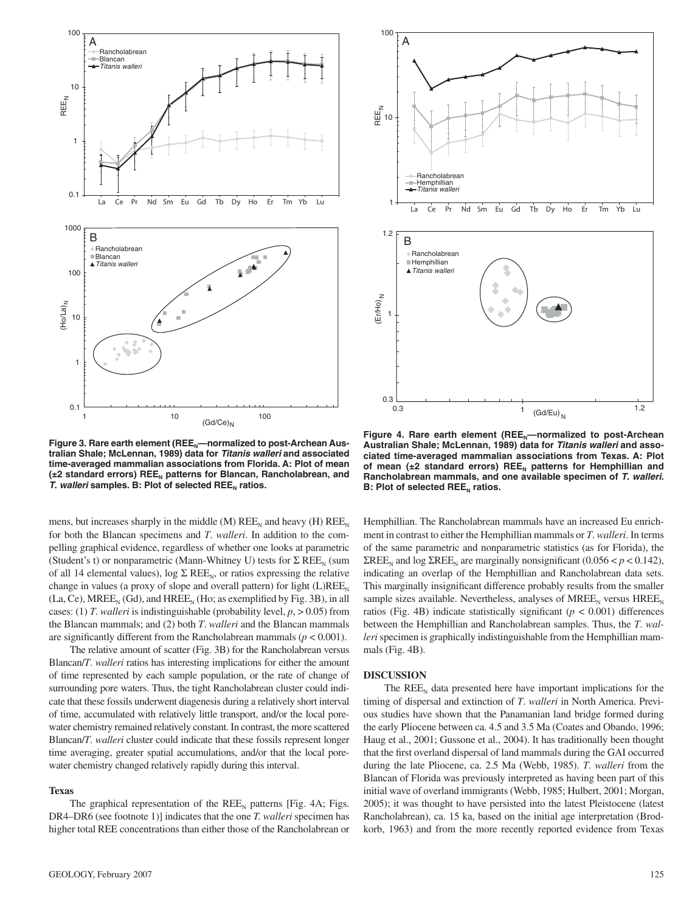Figure 3. Rare earth element ($REE_N$—normalized to post-Archean Australian Shale; McLennan, 1989) data for ***Titanis walleri*** and associated time-averaged mammalian associations from Florida. A: Plot of mean (±2 standard errors) $REE_N$ patterns for Blancan, Rancholabrean, and ***T. walleri*** samples. B: Plot of selected $REE_N$ ratios.

Figure 4. Rare earth element ($REE_N$—normalized to post-Archean Australian Shale; McLennan, 1989) data for ***Titanis walleri*** and associated time-averaged mammalian associations from Texas. A: Plot of mean (±2 standard errors) $REE_N$ patterns for Hemphillian and Rancholabrean mammals, and one available specimen of ***T. walleri***. B: Plot of selected $REE_N$ ratios.

mens, but increases sharply in the middle (M) $REE_N$ and heavy (H) $REE_N$ for both the Blancan specimens and *T. walleri*. In addition to the compelling graphical evidence, regardless of whether one looks at parametric (Student's t) or nonparametric (Mann-Whitney U) tests for $\Sigma$ $REE_N$ (sum of all 14 elemental values), log $\Sigma$ $REE_N$, or ratios expressing the relative change in values (a proxy of slope and overall pattern) for light (L)$REE_N$ (La, Ce), $MREE_N$ (Gd), and $HREE_N$ (Ho; as exemplified by Fig. 3B), in all cases: (1) *T. walleri* is indistinguishable (probability level, $p$, > 0.05) from the Blancan mammals; and (2) both *T. walleri* and the Blancan mammals are significantly different from the Rancholabrean mammals ($p < 0.001$).

The relative amount of scatter (Fig. 3B) for the Rancholabrean versus Blancan/*T. walleri* ratios has interesting implications for either the amount of time represented by each sample population, or the rate of change of surrounding pore waters. Thus, the tight Rancholabrean cluster could indicate that these fossils underwent diagenesis during a relatively short interval of time, accumulated with relatively little transport, and/or the local pore-water chemistry remained relatively constant. In contrast, the more scattered Blancan/*T. walleri* cluster could indicate that these fossils represent longer time averaging, greater spatial accumulations, and/or that the local pore-water chemistry changed relatively rapidly during this interval.

### Texas

The graphical representation of the $REE_N$ patterns [Fig. 4A; Figs. DR4–DR6 (see footnote 1)] indicates that the one *T. walleri* specimen has higher total REE concentrations than either those of the Rancholabrean or Hemphillian. The Rancholabrean mammals have an increased Eu enrichment in contrast to either the Hemphillian mammals or *T. walleri*. In terms of the same parametric and nonparametric statistics (as for Florida), the $\Sigma REE_N$ and log $\Sigma REE_N$ are marginally nonsignificant ($0.056 < p < 0.142$), indicating an overlap of the Hemphillian and Rancholabrean data sets. This marginally insignificant difference probably results from the smaller sample sizes available. Nevertheless, analyses of $MREE_N$ versus $HREE_N$ ratios (Fig. 4B) indicate statistically significant ($p < 0.001$) differences between the Hemphillian and Rancholabrean samples. Thus, the *T. walleri* specimen is graphically indistinguishable from the Hemphillian mammals (Fig. 4B).

## DISCUSSION

The $REE_N$ data presented here have important implications for the timing of dispersal and extinction of *T. walleri* in North America. Previous studies have shown that the Panamanian land bridge formed during the early Pliocene between ca. 4.5 and 3.5 Ma (Coates and Obando, 1996; Haug et al., 2001; Gussone et al., 2004). It has traditionally been thought that the first overland dispersal of land mammals during the GAI occurred during the late Pliocene, ca. 2.5 Ma (Webb, 1985). *T. walleri* from the Blancan of Florida was previously interpreted as having been part of this initial wave of overland immigrants (Webb, 1985; Hulbert, 2001; Morgan, 2005); it was thought to have persisted into the latest Pleistocene (latest Rancholabrean), ca. 15 ka, based on the initial age interpretation (Brodkorb, 1963) and from the more recently reported evidence from Texas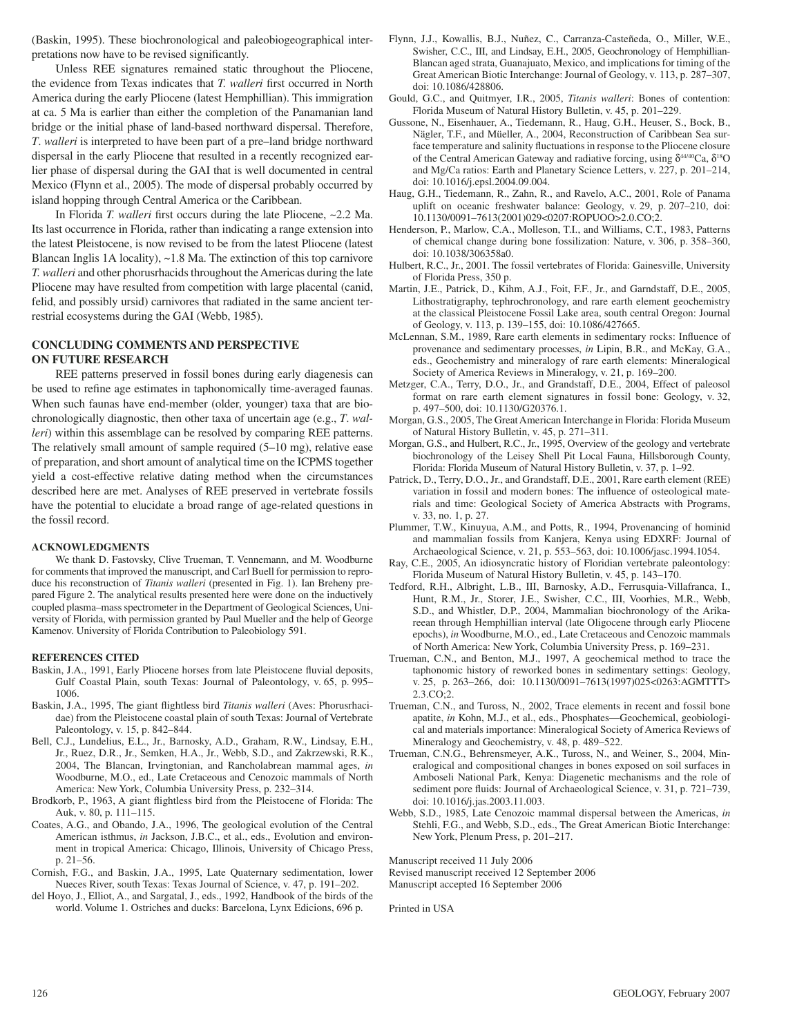(Baskin, 1995). These biochronological and paleobiogeographical interpretations now have to be revised significantly.

Unless REE signatures remained static throughout the Pliocene, the evidence from Texas indicates that *T. walleri* first occurred in North America during the early Pliocene (latest Hemphillian). This immigration at ca. 5 Ma is earlier than either the completion of the Panamanian land bridge or the initial phase of land-based northward dispersal. Therefore, *T. walleri* is interpreted to have been part of a pre–land bridge northward dispersal in the early Pliocene that resulted in a recently recognized earlier phase of dispersal during the GAI that is well documented in central Mexico (Flynn et al., 2005). The mode of dispersal probably occurred by island hopping through Central America or the Caribbean.

In Florida *T. walleri* first occurs during the late Pliocene, ~2.2 Ma. Its last occurrence in Florida, rather than indicating a range extension into the latest Pleistocene, is now revised to be from the latest Pliocene (latest Blancan Inglis 1A locality), ~1.8 Ma. The extinction of this top carnivore *T. walleri* and other phorusrhacids throughout the Americas during the late Pliocene may have resulted from competition with large placental (canid, felid, and possibly ursid) carnivores that radiated in the same ancient terrestrial ecosystems during the GAI (Webb, 1985).

## CONCLUDING COMMENTS AND PERSPECTIVE ON FUTURE RESEARCH

REE patterns preserved in fossil bones during early diagenesis can be used to refine age estimates in taphonomically time-averaged faunas. When such faunas have end-member (older, younger) taxa that are biochronologically diagnostic, then other taxa of uncertain age (e.g., *T. walleri*) within this assemblage can be resolved by comparing REE patterns. The relatively small amount of sample required (5–10 mg), relative ease of preparation, and short amount of analytical time on the ICPMS together yield a cost-effective relative dating method when the circumstances described here are met. Analyses of REE preserved in vertebrate fossils have the potential to elucidate a broad range of age-related questions in the fossil record.

### ACKNOWLEDGMENTS

We thank D. Fastovsky, Clive Trueman, T. Vennemann, and M. Woodburne for comments that improved the manuscript, and Carl Buell for permission to reproduce his reconstruction of *Titanis walleri* (presented in Fig. 1). Ian Breheny prepared Figure 2. The analytical results presented here were done on the inductively coupled plasma–mass spectrometer in the Department of Geological Sciences, University of Florida, with permission granted by Paul Mueller and the help of George Kamenov. University of Florida Contribution to Paleobiology 591.

### REFERENCES CITED

Baskin, J.A., 1991, Early Pliocene horses from late Pleistocene fluvial deposits, Gulf Coastal Plain, south Texas: Journal of Paleontology, v. 65, p. 995–1006.

Baskin, J.A., 1995, The giant flightless bird *Titanis walleri* (Aves: Phorusrhacidae) from the Pleistocene coastal plain of south Texas: Journal of Vertebrate Paleontology, v. 15, p. 842–844.

Bell, C.J., Lundelius, E.L., Jr., Barnosky, A.D., Graham, R.W., Lindsay, E.H., Jr., Ruez, D.R., Jr., Semken, H.A., Jr., Webb, S.D., and Zakrzewski, R.K., 2004, The Blancan, Irvingtonian, and Rancholabrean mammal ages, *in* Woodburne, M.O., ed., Late Cretaceous and Cenozoic mammals of North America: New York, Columbia University Press, p. 232–314.

Brodkorb, P., 1963, A giant flightless bird from the Pleistocene of Florida: The Auk, v. 80, p. 111–115.

Coates, A.G., and Obando, J.A., 1996, The geological evolution of the Central American isthmus, *in* Jackson, J.B.C., et al., eds., Evolution and environment in tropical America: Chicago, Illinois, University of Chicago Press, p. 21–56.

Cornish, F.G., and Baskin, J.A., 1995, Late Quaternary sedimentation, lower Nueces River, south Texas: Texas Journal of Science, v. 47, p. 191–202.

del Hoyo, J., Elliot, A., and Sargatal, J., eds., 1992, Handbook of the birds of the world. Volume 1. Ostriches and ducks: Barcelona, Lynx Edicions, 696 p.

Flynn, J.J., Kowallis, B.J., Nuñez, C., Carranza-Casteñeda, O., Miller, W.E., Swisher, C.C., III, and Lindsay, E.H., 2005, Geochronology of Hemphillian-Blancan aged strata, Guanajuato, Mexico, and implications for timing of the Great American Biotic Interchange: Journal of Geology, v. 113, p. 287–307, doi: 10.1086/428806.

Gould, G.C., and Quitmyer, I.R., 2005, *Titanis walleri*: Bones of contention: Florida Museum of Natural History Bulletin, v. 45, p. 201–229.

Gussone, N., Eisenhauer, A., Tiedemann, R., Haug, G.H., Heuser, S., Bock, B., Nägler, T.F., and Müeller, A., 2004, Reconstruction of Caribbean Sea surface temperature and salinity fluctuations in response to the Pliocene closure of the Central American Gateway and radiative forcing, using $\delta^{44/40}$Ca, $\delta^{18}$O and Mg/Ca ratios: Earth and Planetary Science Letters, v. 227, p. 201–214, doi: 10.1016/j.epsl.2004.09.004.

Haug, G.H., Tiedemann, R., Zahn, R., and Ravelo, A.C., 2001, Role of Panama uplift on oceanic freshwater balance: Geology, v. 29, p. 207–210, doi: 10.1130/0091–7613(2001)029<0207:ROPUOO>2.0.CO;2.

Henderson, P., Marlow, C.A., Molleson, T.I., and Williams, C.T., 1983, Patterns of chemical change during bone fossilization: Nature, v. 306, p. 358–360, doi: 10.1038/306358a0.

Hulbert, R.C., Jr., 2001. The fossil vertebrates of Florida: Gainesville, University of Florida Press, 350 p.

Martin, J.E., Patrick, D., Kihm, A.J., Foit, F.F., Jr., and Garndstaff, D.E., 2005, Lithostratigraphy, tephrochronology, and rare earth element geochemistry at the classical Pleistocene Fossil Lake area, south central Oregon: Journal of Geology, v. 113, p. 139–155, doi: 10.1086/427665.

McLennan, S.M., 1989, Rare earth elements in sedimentary rocks: Influence of provenance and sedimentary processes, *in* Lipin, B.R., and McKay, G.A., eds., Geochemistry and mineralogy of rare earth elements: Mineralogical Society of America Reviews in Mineralogy, v. 21, p. 169–200.

Metzger, C.A., Terry, D.O., Jr., and Grandstaff, D.E., 2004, Effect of paleosol format on rare earth element signatures in fossil bone: Geology, v. 32, p. 497–500, doi: 10.1130/G20376.1.

Morgan, G.S., 2005, The Great American Interchange in Florida: Florida Museum of Natural History Bulletin, v. 45, p. 271–311.

Morgan, G.S., and Hulbert, R.C., Jr., 1995, Overview of the geology and vertebrate biochronology of the Leisey Shell Pit Local Fauna, Hillsborough County, Florida: Florida Museum of Natural History Bulletin, v. 37, p. 1–92.

Patrick, D., Terry, D.O., Jr., and Grandstaff, D.E., 2001, Rare earth element (REE) variation in fossil and modern bones: The influence of osteological materials and time: Geological Society of America Abstracts with Programs, v. 33, no. 1, p. 27.

Plummer, T.W., Kinuyua, A.M., and Potts, R., 1994, Provenancing of hominid and mammalian fossils from Kanjera, Kenya using EDXRF: Journal of Archaeological Science, v. 21, p. 553–563, doi: 10.1006/jasc.1994.1054.

Ray, C.E., 2005, An idiosyncratic history of Floridian vertebrate paleontology: Florida Museum of Natural History Bulletin, v. 45, p. 143–170.

Tedford, R.H., Albright, L.B., III, Barnosky, A.D., Ferrusquia-Villafranca, I., Hunt, R.M., Jr., Storer, J.E., Swisher, C.C., III, Voorhies, M.R., Webb, S.D., and Whistler, D.P., 2004, Mammalian biochronology of the Arikareean through Hemphillian interval (late Oligocene through early Pliocene epochs), *in* Woodburne, M.O., ed., Late Cretaceous and Cenozoic mammals of North America: New York, Columbia University Press, p. 169–231.

Trueman, C.N., and Benton, M.J., 1997, A geochemical method to trace the taphonomic history of reworked bones in sedimentary settings: Geology, v. 25, p. 263–266, doi: 10.1130/0091–7613(1997)025<0263:AGMTTT>2.3.CO;2.

Trueman, C.N., and Tuross, N., 2002, Trace elements in recent and fossil bone apatite, *in* Kohn, M.J., et al., eds., Phosphates—Geochemical, geobiological and materials importance: Mineralogical Society of America Reviews of Mineralogy and Geochemistry, v. 48, p. 489–522.

Trueman, C.N.G., Behrensmeyer, A.K., Tuross, N., and Weiner, S., 2004, Mineralogical and compositional changes in bones exposed on soil surfaces in Amboseli National Park, Kenya: Diagenetic mechanisms and the role of sediment pore fluids: Journal of Archaeological Science, v. 31, p. 721–739, doi: 10.1016/j.jas.2003.11.003.

Webb, S.D., 1985, Late Cenozoic mammal dispersal between the Americas, *in* Stehli, F.G., and Webb, S.D., eds., The Great American Biotic Interchange: New York, Plenum Press, p. 201–217.

Manuscript received 11 July 2006
Revised manuscript received 12 September 2006
Manuscript accepted 16 September 2006

Printed in USA